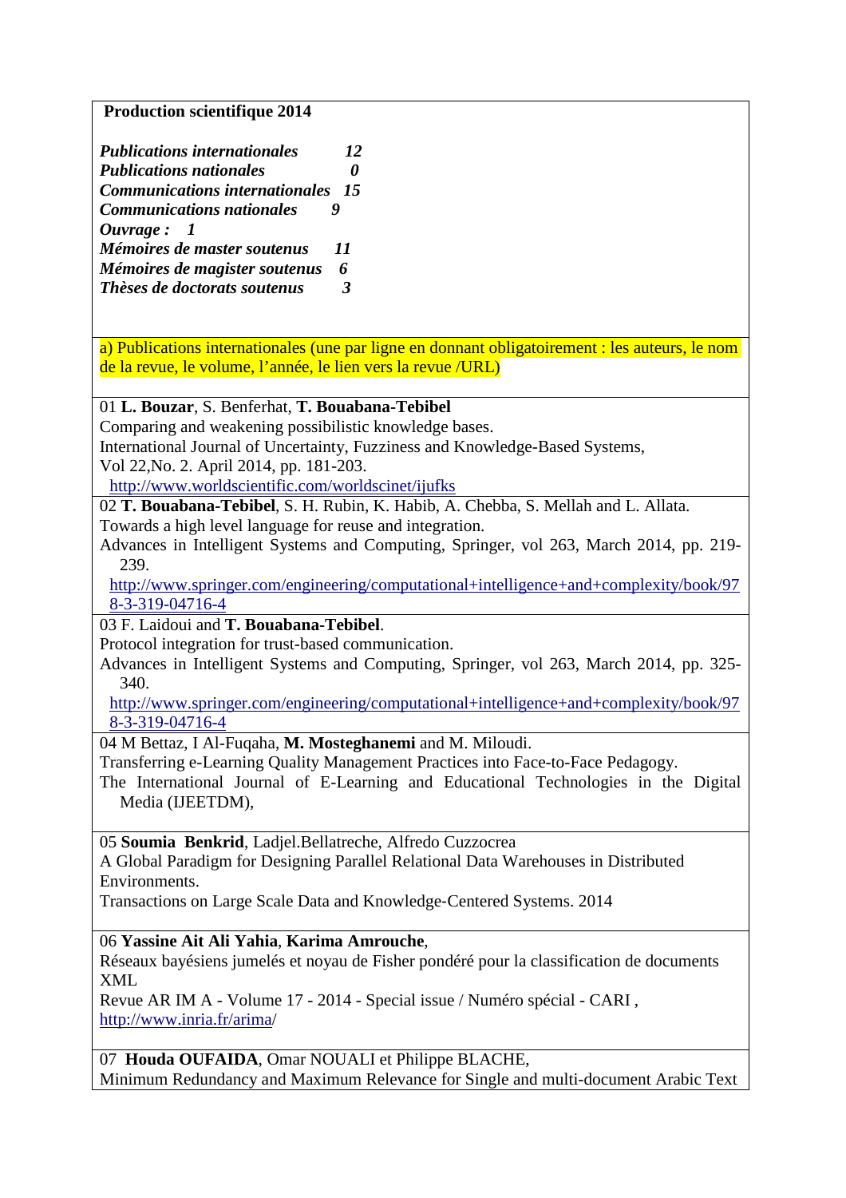**Production scientifique 2014**

***Publications internationales 12***
***Publications nationales 0***
***Communications internationales 15***
***Communications nationales 9***
***Ouvrage : 1***
***Mémoires de master soutenus 11***
***Mémoires de magister soutenus 6***
***Thèses de doctorats soutenus 3***

a) Publications internationales (une par ligne en donnant obligatoirement : les auteurs, le nom de la revue, le volume, l'année, le lien vers la revue /URL)

01 **L. Bouzar**, S. Benferhat, **T. Bouabana-Tebibel**
Comparing and weakening possibilistic knowledge bases.
International Journal of Uncertainty, Fuzziness and Knowledge-Based Systems,
Vol 22,No. 2. April 2014, pp. 181-203.
http://www.worldscientific.com/worldscinet/ijufks

02 **T. Bouabana-Tebibel**, S. H. Rubin, K. Habib, A. Chebba, S. Mellah and L. Allata.
Towards a high level language for reuse and integration.
Advances in Intelligent Systems and Computing, Springer, vol 263, March 2014, pp. 219-239.
http://www.springer.com/engineering/computational+intelligence+and+complexity/book/978-3-319-04716-4

03 F. Laidoui and **T. Bouabana-Tebibel**.
Protocol integration for trust-based communication.
Advances in Intelligent Systems and Computing, Springer, vol 263, March 2014, pp. 325-340.
http://www.springer.com/engineering/computational+intelligence+and+complexity/book/978-3-319-04716-4

04 M Bettaz, I Al-Fuqaha, **M. Mosteghanemi** and M. Miloudi.
Transferring e-Learning Quality Management Practices into Face-to-Face Pedagogy.
The International Journal of E-Learning and Educational Technologies in the Digital Media (IJEETDM),

05 **Soumia Benkrid**, Ladjel.Bellatreche, Alfredo Cuzzocrea
A Global Paradigm for Designing Parallel Relational Data Warehouses in Distributed Environments.
Transactions on Large Scale Data and Knowledge-Centered Systems. 2014

06 **Yassine Ait Ali Yahia**, **Karima Amrouche**,
Réseaux bayésiens jumelés et noyau de Fisher pondéré pour la classification de documents XML
Revue AR IM A - Volume 17 - 2014 - Special issue / Numéro spécial - CARI ,
http://www.inria.fr/arima/

07 **Houda OUFAIDA**, Omar NOUALI et Philippe BLACHE,
Minimum Redundancy and Maximum Relevance for Single and multi-document Arabic Text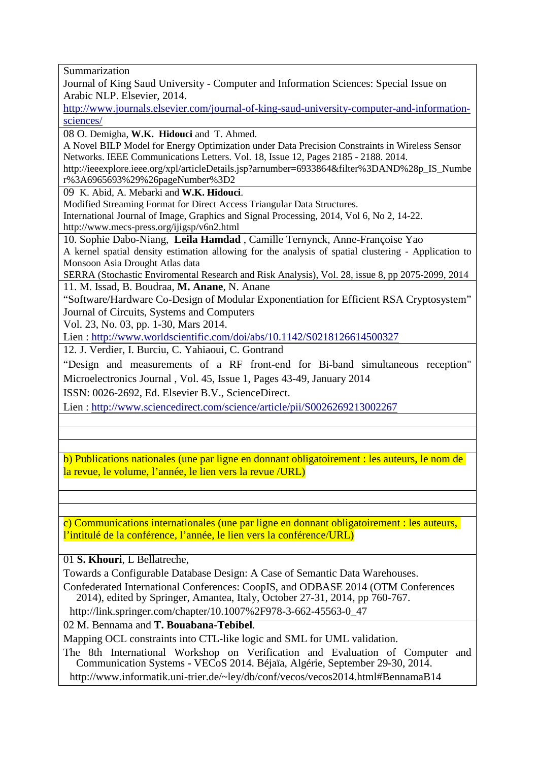Summarization
Journal of King Saud University - Computer and Information Sciences: Special Issue on Arabic NLP. Elsevier, 2014.
http://www.journals.elsevier.com/journal-of-king-saud-university-computer-and-information-sciences/

08 O. Demigha, **W.K. Hidouci** and T. Ahmed.
A Novel BILP Model for Energy Optimization under Data Precision Constraints in Wireless Sensor Networks. IEEE Communications Letters. Vol. 18, Issue 12, Pages 2185 - 2188. 2014.
http://ieeexplore.ieee.org/xpl/articleDetails.jsp?arnumber=6933864&filter%3DAND%28p_IS_Number%3A6965693%29%26pageNumber%3D2

09 K. Abid, A. Mebarki and **W.K. Hidouci**.
Modified Streaming Format for Direct Access Triangular Data Structures.
International Journal of Image, Graphics and Signal Processing, 2014, Vol 6, No 2, 14-22.
http://www.mecs-press.org/ijigsp/v6n2.html

10. Sophie Dabo-Niang, **Leila Hamdad** , Camille Ternynck, Anne-Françoise Yao
A kernel spatial density estimation allowing for the analysis of spatial clustering - Application to Monsoon Asia Drought Atlas data
SERRA (Stochastic Enviromental Research and Risk Analysis), Vol. 28, issue 8, pp 2075-2099, 2014

11. M. Issad, B. Boudraa, **M. Anane**, N. Anane
“Software/Hardware Co-Design of Modular Exponentiation for Efficient RSA Cryptosystem”
Journal of Circuits, Systems and Computers
Vol. 23, No. 03, pp. 1-30, Mars 2014.
Lien : http://www.worldscientific.com/doi/abs/10.1142/S0218126614500327

12. J. Verdier, I. Burciu, C. Yahiaoui, C. Gontrand
“Design and measurements of a RF front-end for Bi-band simultaneous reception"
Microelectronics Journal , Vol. 45, Issue 1, Pages 43-49, January 2014
ISSN: 0026-2692, Ed. Elsevier B.V., ScienceDirect.
Lien : http://www.sciencedirect.com/science/article/pii/S0026269213002267

b) Publications nationales (une par ligne en donnant obligatoirement : les auteurs, le nom de la revue, le volume, l’année, le lien vers la revue /URL)

c) Communications internationales (une par ligne en donnant obligatoirement : les auteurs, l’intitulé de la conférence, l’année, le lien vers la conférence/URL)

01 **S. Khouri**, L Bellatreche,
Towards a Configurable Database Design: A Case of Semantic Data Warehouses.
Confederated International Conferences: CoopIS, and ODBASE 2014 (OTM Conferences 2014), edited by Springer, Amantea, Italy, October 27-31, 2014, pp 760-767.
http://link.springer.com/chapter/10.1007%2F978-3-662-45563-0_47

02 M. Bennama and **T. Bouabana-Tebibel**.
Mapping OCL constraints into CTL-like logic and SML for UML validation.
The 8th International Workshop on Verification and Evaluation of Computer and Communication Systems - VECoS 2014. Béjaïa, Algérie, September 29-30, 2014.
http://www.informatik.uni-trier.de/~ley/db/conf/vecos/vecos2014.html#BennamaB14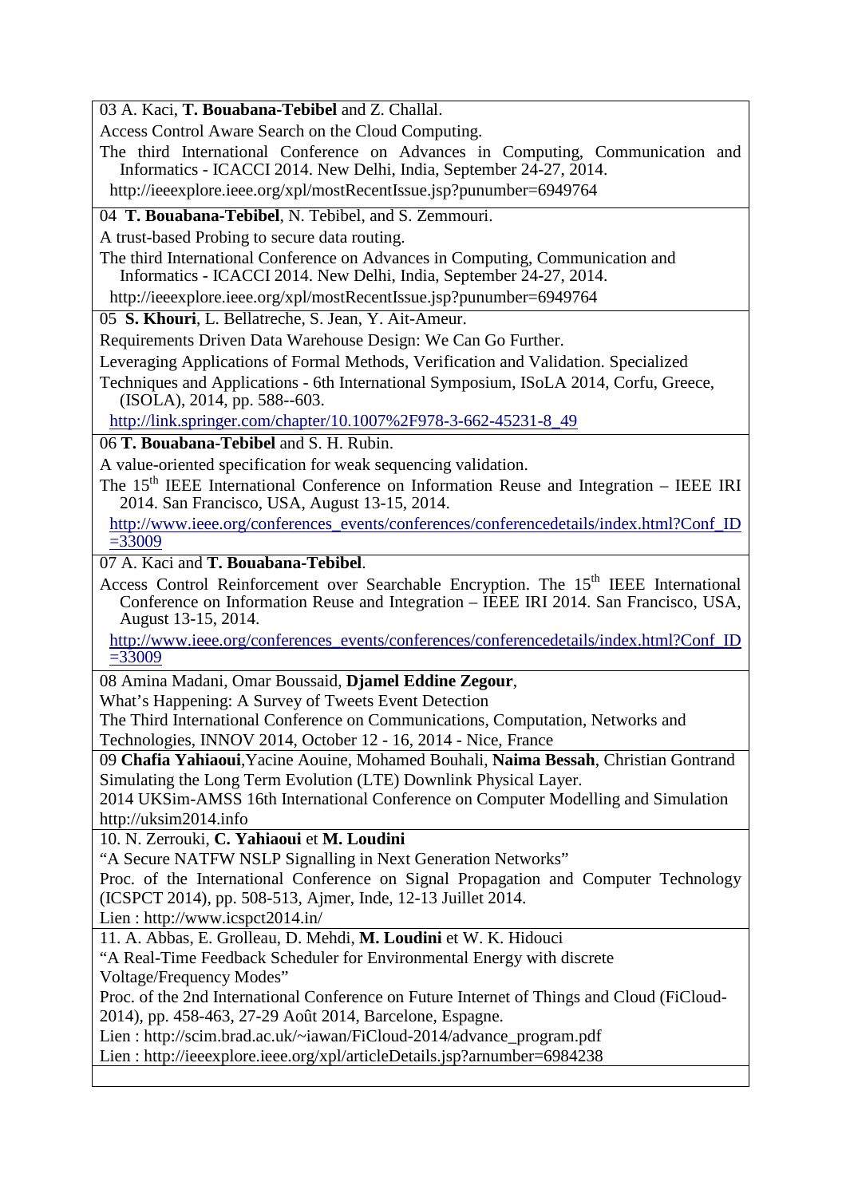03 A. Kaci, **T. Bouabana-Tebibel** and Z. Challal.

Access Control Aware Search on the Cloud Computing.

The third International Conference on Advances in Computing, Communication and Informatics - ICACCI 2014. New Delhi, India, September 24-27, 2014.

http://ieeexplore.ieee.org/xpl/mostRecentIssue.jsp?punumber=6949764

---

04 **T. Bouabana-Tebibel**, N. Tebibel, and S. Zemmouri.

A trust-based Probing to secure data routing.

The third International Conference on Advances in Computing, Communication and Informatics - ICACCI 2014. New Delhi, India, September 24-27, 2014.

http://ieeexplore.ieee.org/xpl/mostRecentIssue.jsp?punumber=6949764

---

05 **S. Khouri**, L. Bellatreche, S. Jean, Y. Ait-Ameur.

Requirements Driven Data Warehouse Design: We Can Go Further.

Leveraging Applications of Formal Methods, Verification and Validation. Specialized

Techniques and Applications - 6th International Symposium, ISoLA 2014, Corfu, Greece, (ISOLA), 2014, pp. 588--603.

http://link.springer.com/chapter/10.1007%2F978-3-662-45231-8_49

---

06 **T. Bouabana-Tebibel** and S. H. Rubin.

A value-oriented specification for weak sequencing validation.

The 15th IEEE International Conference on Information Reuse and Integration – IEEE IRI 2014. San Francisco, USA, August 13-15, 2014.

http://www.ieee.org/conferences_events/conferences/conferencedetails/index.html?Conf_ID=33009

---

07 A. Kaci and **T. Bouabana-Tebibel**.

Access Control Reinforcement over Searchable Encryption. The 15th IEEE International Conference on Information Reuse and Integration – IEEE IRI 2014. San Francisco, USA, August 13-15, 2014.

http://www.ieee.org/conferences_events/conferences/conferencedetails/index.html?Conf_ID=33009

---

08 Amina Madani, Omar Boussaid, **Djamel Eddine Zegour**,

What's Happening: A Survey of Tweets Event Detection

The Third International Conference on Communications, Computation, Networks and Technologies, INNOV 2014, October 12 - 16, 2014 - Nice, France

---

09 **Chafia Yahiaoui**,Yacine Aouine, Mohamed Bouhali, **Naima Bessah**, Christian Gontrand

Simulating the Long Term Evolution (LTE) Downlink Physical Layer.

2014 UKSim-AMSS 16th International Conference on Computer Modelling and Simulation

http://uksim2014.info

---

10. N. Zerrouki, **C. Yahiaoui** et **M. Loudini**

"A Secure NATFW NSLP Signalling in Next Generation Networks"

Proc. of the International Conference on Signal Propagation and Computer Technology (ICSPCT 2014), pp. 508-513, Ajmer, Inde, 12-13 Juillet 2014.

Lien : http://www.icspct2014.in/

---

11. A. Abbas, E. Grolleau, D. Mehdi, **M. Loudini** et W. K. Hidouci

"A Real-Time Feedback Scheduler for Environmental Energy with discrete Voltage/Frequency Modes"

Proc. of the 2nd International Conference on Future Internet of Things and Cloud (FiCloud-2014), pp. 458-463, 27-29 Août 2014, Barcelone, Espagne.

Lien : http://scim.brad.ac.uk/~iawan/FiCloud-2014/advance_program.pdf

Lien : http://ieeexplore.ieee.org/xpl/articleDetails.jsp?arnumber=6984238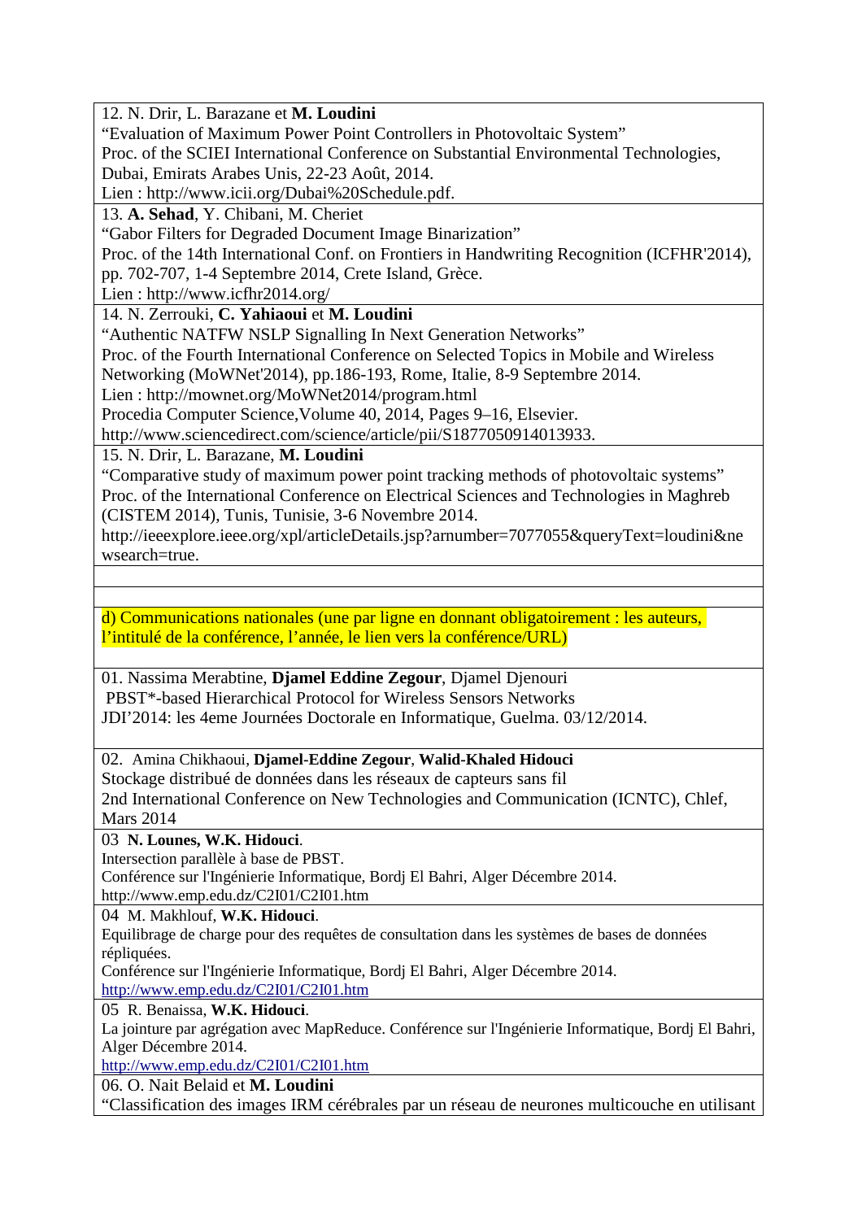12. N. Drir, L. Barazane et **M. Loudini**
"Evaluation of Maximum Power Point Controllers in Photovoltaic System"
Proc. of the SCIEI International Conference on Substantial Environmental Technologies, Dubai, Emirats Arabes Unis, 22-23 Août, 2014.
Lien : http://www.icii.org/Dubai%20Schedule.pdf.

13. **A. Sehad**, Y. Chibani, M. Cheriet
"Gabor Filters for Degraded Document Image Binarization"
Proc. of the 14th International Conf. on Frontiers in Handwriting Recognition (ICFHR'2014), pp. 702-707, 1-4 Septembre 2014, Crete Island, Grèce.
Lien : http://www.icfhr2014.org/

14. N. Zerrouki, **C. Yahiaoui** et **M. Loudini**
"Authentic NATFW NSLP Signalling In Next Generation Networks"
Proc. of the Fourth International Conference on Selected Topics in Mobile and Wireless Networking (MoWNet'2014), pp.186-193, Rome, Italie, 8-9 Septembre 2014.
Lien : http://mownet.org/MoWNet2014/program.html
Procedia Computer Science,Volume 40, 2014, Pages 9–16, Elsevier.
http://www.sciencedirect.com/science/article/pii/S1877050914013933.

15. N. Drir, L. Barazane, **M. Loudini**
"Comparative study of maximum power point tracking methods of photovoltaic systems"
Proc. of the International Conference on Electrical Sciences and Technologies in Maghreb (CISTEM 2014), Tunis, Tunisie, 3-6 Novembre 2014.
http://ieeexplore.ieee.org/xpl/articleDetails.jsp?arnumber=7077055&queryText=loudini&newsearch=true.

d) Communications nationales (une par ligne en donnant obligatoirement : les auteurs, l'intitulé de la conférence, l'année, le lien vers la conférence/URL)

01. Nassima Merabtine, **Djamel Eddine Zegour**, Djamel Djenouri
PBST*-based Hierarchical Protocol for Wireless Sensors Networks
JDI'2014: les 4eme Journées Doctorale en Informatique, Guelma. 03/12/2014.

02. Amina Chikhaoui, **Djamel-Eddine Zegour**, **Walid-Khaled Hidouci**
Stockage distribué de données dans les réseaux de capteurs sans fil
2nd International Conference on New Technologies and Communication (ICNTC), Chlef, Mars 2014

03 **N. Lounes, W.K. Hidouci**.
Intersection parallèle à base de PBST.
Conférence sur l'Ingénierie Informatique, Bordj El Bahri, Alger Décembre 2014.
http://www.emp.edu.dz/C2I01/C2I01.htm

04 M. Makhlouf, **W.K. Hidouci**.
Equilibrage de charge pour des requêtes de consultation dans les systèmes de bases de données répliquées.
Conférence sur l'Ingénierie Informatique, Bordj El Bahri, Alger Décembre 2014.
http://www.emp.edu.dz/C2I01/C2I01.htm

05 R. Benaissa, **W.K. Hidouci**.
La jointure par agrégation avec MapReduce. Conférence sur l'Ingénierie Informatique, Bordj El Bahri, Alger Décembre 2014.
http://www.emp.edu.dz/C2I01/C2I01.htm

06. O. Nait Belaid et **M. Loudini**
"Classification des images IRM cérébrales par un réseau de neurones multicouche en utilisant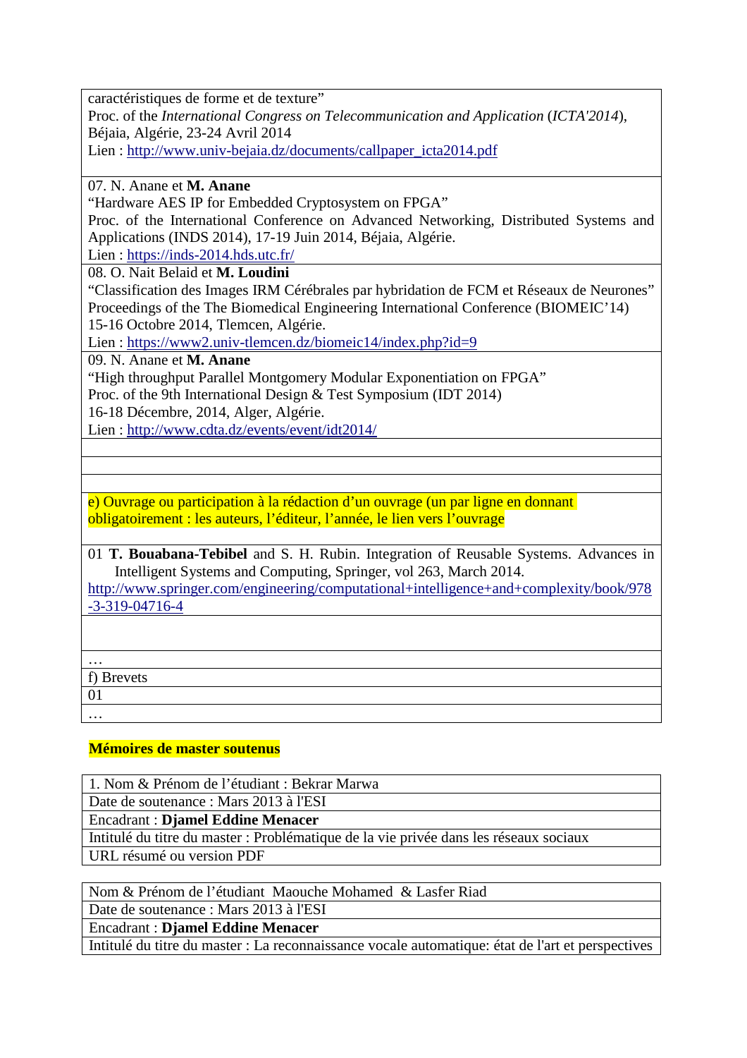caractéristiques de forme et de texture"
Proc. of the *International Congress on Telecommunication and Application* (*ICTA'2014*), Béjaia, Algérie, 23-24 Avril 2014
Lien : http://www.univ-bejaia.dz/documents/callpaper_icta2014.pdf

07. N. Anane et **M. Anane**
"Hardware AES IP for Embedded Cryptosystem on FPGA"
Proc. of the International Conference on Advanced Networking, Distributed Systems and Applications (INDS 2014), 17-19 Juin 2014, Béjaia, Algérie.
Lien : https://inds-2014.hds.utc.fr/

08. O. Nait Belaid et **M. Loudini**
"Classification des Images IRM Cérébrales par hybridation de FCM et Réseaux de Neurones"
Proceedings of the The Biomedical Engineering International Conference (BIOMEIC'14) 15-16 Octobre 2014, Tlemcen, Algérie.
Lien : https://www2.univ-tlemcen.dz/biomeic14/index.php?id=9

09. N. Anane et **M. Anane**
"High throughput Parallel Montgomery Modular Exponentiation on FPGA"
Proc. of the 9th International Design & Test Symposium (IDT 2014)
16-18 Décembre, 2014, Alger, Algérie.
Lien : http://www.cdta.dz/events/event/idt2014/

e) Ouvrage ou participation à la rédaction d'un ouvrage (un par ligne en donnant obligatoirement : les auteurs, l'éditeur, l'année, le lien vers l'ouvrage

01 **T. Bouabana-Tebibel** and S. H. Rubin. Integration of Reusable Systems. Advances in Intelligent Systems and Computing, Springer, vol 263, March 2014.
http://www.springer.com/engineering/computational+intelligence+and+complexity/book/978-3-319-04716-4

…

f) Brevets

01

…

**Mémoires de master soutenus**

| 1. Nom & Prénom de l'étudiant : Bekrar Marwa |
|---|
| Date de soutenance : Mars 2013 à l'ESI |
| Encadrant : **Djamel Eddine Menacer** |
| Intitulé du titre du master : Problématique de la vie privée dans les réseaux sociaux |
| URL résumé ou version PDF |

| Nom & Prénom de l'étudiant Maouche Mohamed & Lasfer Riad |
|---|
| Date de soutenance : Mars 2013 à l'ESI |
| Encadrant : **Djamel Eddine Menacer** |
| Intitulé du titre du master : La reconnaissance vocale automatique: état de l'art et perspectives |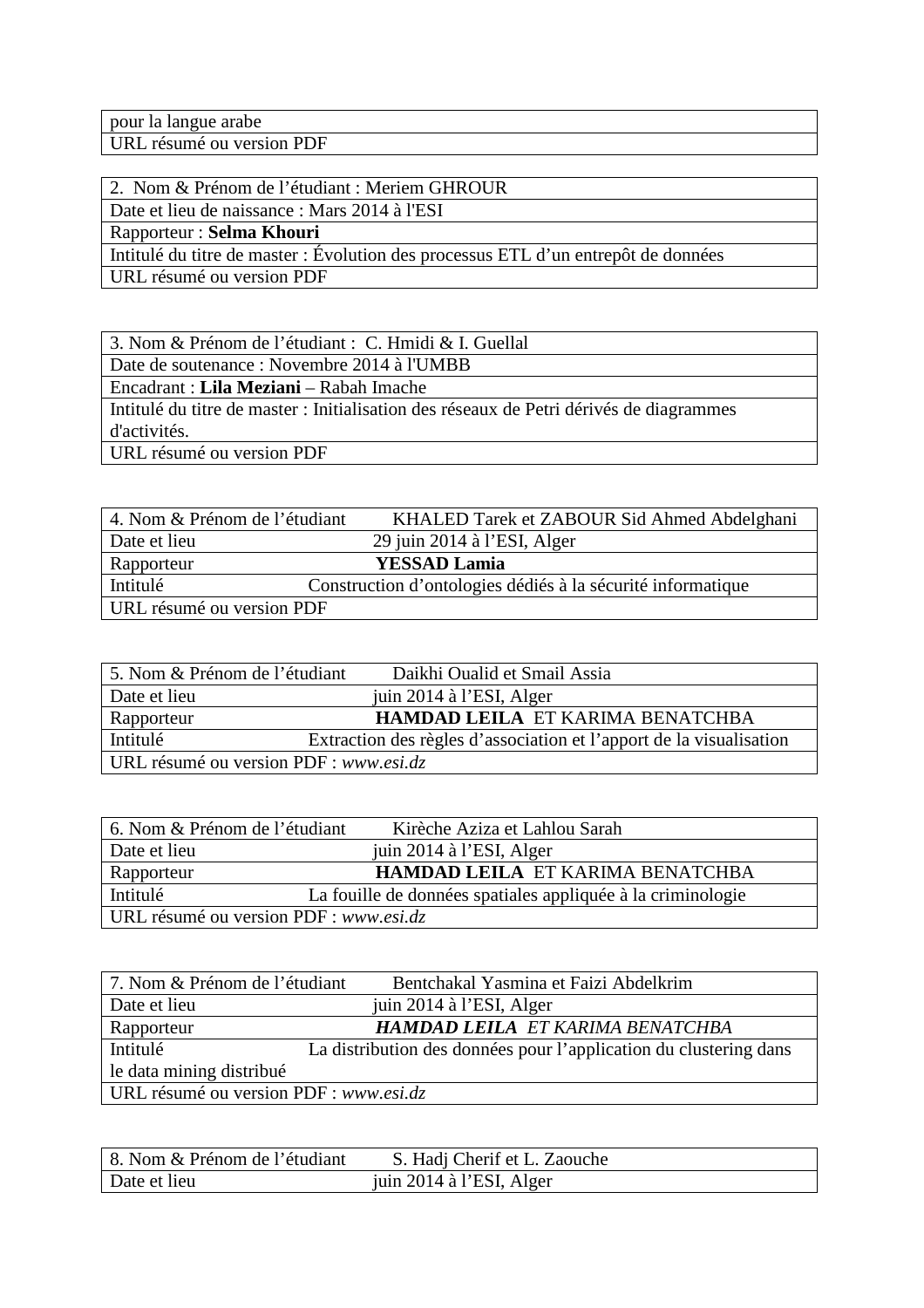| pour la langue arabe |
|---|
| URL résumé ou version PDF |

| 2. Nom & Prénom de l’étudiant : Meriem GHROUR |
|---|
| Date et lieu de naissance : Mars 2014 à l'ESI |
| Rapporteur : **Selma Khouri** |
| Intitulé du titre de master : Évolution des processus ETL d’un entrepôt de données |
| URL résumé ou version PDF |

| 3. Nom & Prénom de l’étudiant : C. Hmidi & I. Guellal |
|---|
| Date de soutenance : Novembre 2014 à l'UMBB |
| Encadrant : **Lila Meziani** – Rabah Imache |
| Intitulé du titre de master : Initialisation des réseaux de Petri dérivés de diagrammes d'activités. |
| URL résumé ou version PDF |

| 4. Nom & Prénom de l’étudiant | KHALED Tarek et ZABOUR Sid Ahmed Abdelghani |
|---|---|
| Date et lieu | 29 juin 2014 à l’ESI, Alger |
| Rapporteur | **YESSAD Lamia** |
| Intitulé | Construction d’ontologies dédiés à la sécurité informatique |
| URL résumé ou version PDF | |

| 5. Nom & Prénom de l’étudiant | Daikhi Oualid et Smail Assia |
|---|---|
| Date et lieu | juin 2014 à l’ESI, Alger |
| Rapporteur | **HAMDAD LEILA** ET KARIMA BENATCHBA |
| Intitulé | Extraction des règles d’association et l’apport de la visualisation |
| URL résumé ou version PDF : *www.esi.dz* | |

| 6. Nom & Prénom de l’étudiant | Kirèche Aziza et Lahlou Sarah |
|---|---|
| Date et lieu | juin 2014 à l’ESI, Alger |
| Rapporteur | **HAMDAD LEILA** ET KARIMA BENATCHBA |
| Intitulé | La fouille de données spatiales appliquée à la criminologie |
| URL résumé ou version PDF : *www.esi.dz* | |

| 7. Nom & Prénom de l’étudiant | Bentchakal Yasmina et Faizi Abdelkrim |
|---|---|
| Date et lieu | juin 2014 à l’ESI, Alger |
| Rapporteur | ***HAMDAD LEILA*** *ET KARIMA BENATCHBA* |
| Intitulé | La distribution des données pour l’application du clustering dans le data mining distribué |
| URL résumé ou version PDF : *www.esi.dz* | |

| 8. Nom & Prénom de l’étudiant | S. Hadj Cherif et L. Zaouche |
|---|---|
| Date et lieu | juin 2014 à l’ESI, Alger |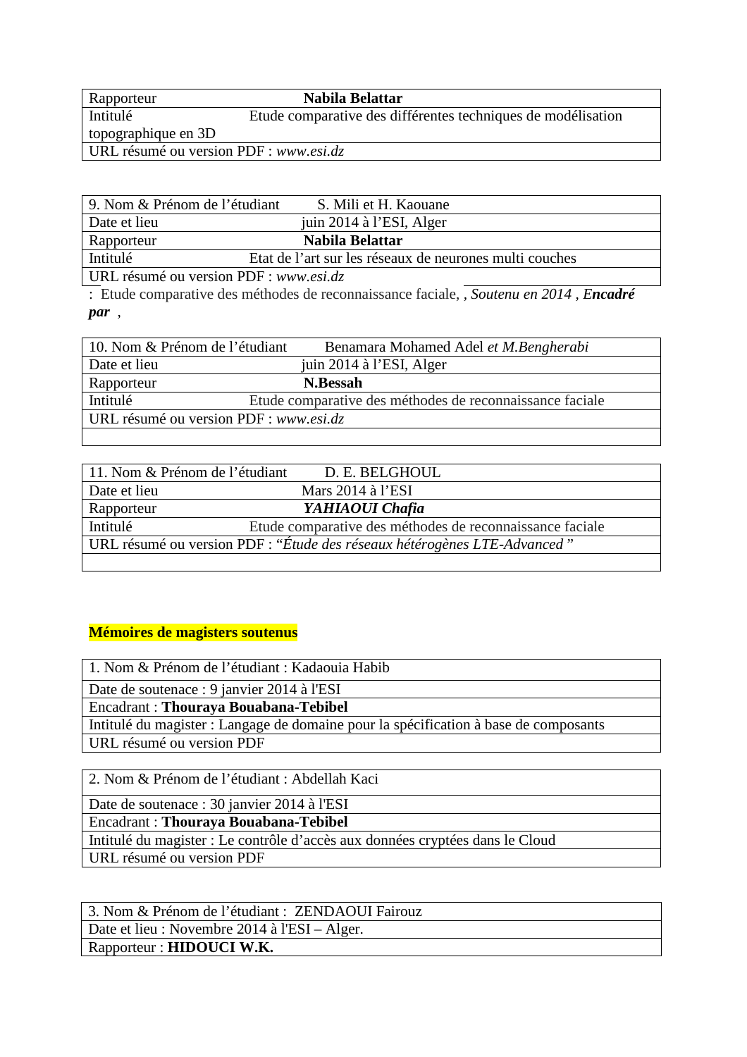| Rapporteur | **Nabila Belattar** |
|---|---|
| Intitulé | Etude comparative des différentes techniques de modélisation topographique en 3D |
| URL résumé ou version PDF : *www.esi.dz* | |

| 9. Nom & Prénom de l'étudiant | S. Mili et H. Kaouane |
|---|---|
| Date et lieu | juin 2014 à l'ESI, Alger |
| Rapporteur | **Nabila Belattar** |
| Intitulé | Etat de l'art sur les réseaux de neurones multi couches |
| URL résumé ou version PDF : *www.esi.dz* | |

: Etude comparative des méthodes de reconnaissance faciale, *, Soutenu en 2014 , E**ncadré par*** ,

| 10. Nom & Prénom de l'étudiant | Benamara Mohamed Adel *et M.Bengherabi* |
|---|---|
| Date et lieu | juin 2014 à l'ESI, Alger |
| Rapporteur | **N.Bessah** |
| Intitulé | Etude comparative des méthodes de reconnaissance faciale |
| URL résumé ou version PDF : *www.esi.dz* | |
| | |

| 11. Nom & Prénom de l'étudiant | D. E. BELGHOUL |
|---|---|
| Date et lieu | Mars 2014 à l'ESI |
| Rapporteur | ***YAHIAOUI Chafia*** |
| Intitulé | Etude comparative des méthodes de reconnaissance faciale |
| URL résumé ou version PDF : "*Étude des réseaux hétérogènes LTE-Advanced* " | |
| | |

**Mémoires de magisters soutenus**

| 1. Nom & Prénom de l'étudiant : Kadaouia Habib |
|---|
| Date de soutenace : 9 janvier 2014 à l'ESI |
| Encadrant : **Thouraya Bouabana-Tebibel** |
| Intitulé du magister : Langage de domaine pour la spécification à base de composants |
| URL résumé ou version PDF |

| 2. Nom & Prénom de l'étudiant : Abdellah Kaci |
|---|
| Date de soutenace : 30 janvier 2014 à l'ESI |
| Encadrant : **Thouraya Bouabana-Tebibel** |
| Intitulé du magister : Le contrôle d'accès aux données cryptées dans le Cloud |
| URL résumé ou version PDF |

| 3. Nom & Prénom de l'étudiant : ZENDAOUI Fairouz |
|---|
| Date et lieu : Novembre 2014 à l'ESI – Alger. |
| Rapporteur : **HIDOUCI W.K.** |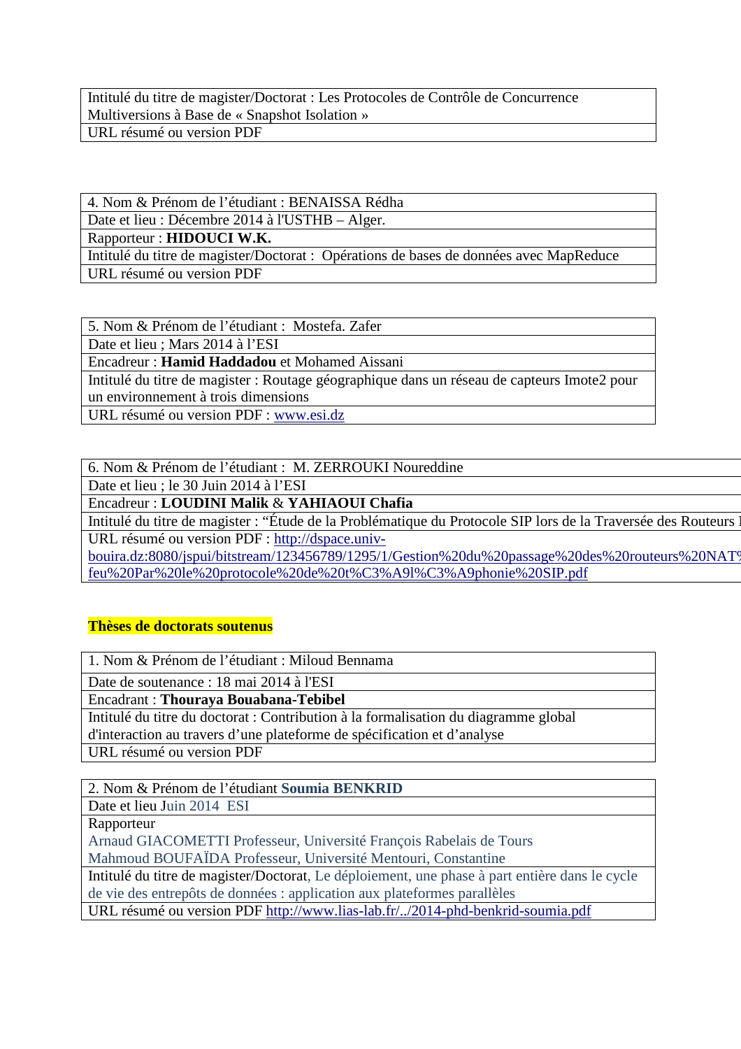| Intitulé du titre de magister/Doctorat : Les Protocoles de Contrôle de Concurrence Multiversions à Base de « Snapshot Isolation » |
|---|
| URL résumé ou version PDF |

| 4. Nom & Prénom de l'étudiant : BENAISSA Rédha |
|---|
| Date et lieu : Décembre 2014 à l'USTHB – Alger. |
| Rapporteur : **HIDOUCI W.K.** |
| Intitulé du titre de magister/Doctorat : Opérations de bases de données avec MapReduce |
| URL résumé ou version PDF |

| 5. Nom & Prénom de l'étudiant : Mostefa. Zafer |
|---|
| Date et lieu ; Mars 2014 à l'ESI |
| Encadreur : **Hamid Haddadou** et Mohamed Aissani |
| Intitulé du titre de magister : Routage géographique dans un réseau de capteurs Imote2 pour un environnement à trois dimensions |
| URL résumé ou version PDF : www.esi.dz |

| 6. Nom & Prénom de l'étudiant : M. ZERROUKI Noureddine |
|---|
| Date et lieu ; le 30 Juin 2014 à l'ESI |
| Encadreur : **LOUDINI Malik** & **YAHIAOUI Chafia** |
| Intitulé du titre de magister : "Étude de la Problématique du Protocole SIP lors de la Traversée des Routeurs |
| URL résumé ou version PDF : http://dspace.univ-bouira.dz:8080/jspui/bitstream/123456789/1295/1/Gestion%20du%20passage%20des%20routeurs%20NAT feu%20Par%20le%20protocole%20de%20t%C3%A9l%C3%A9phonie%20SIP.pdf |

**Thèses de doctorats soutenus**

| 1. Nom & Prénom de l'étudiant : Miloud Bennama |
|---|
| Date de soutenance : 18 mai 2014 à l'ESI |
| Encadrant : **Thouraya Bouabana-Tebibel** |
| Intitulé du titre du doctorat : Contribution à la formalisation du diagramme global d'interaction au travers d'une plateforme de spécification et d'analyse |
| URL résumé ou version PDF |

| 2. Nom & Prénom de l'étudiant **Soumia BENKRID** |
|---|
| Date et lieu Juin 2014 ESI |
| Rapporteur<br>Arnaud GIACOMETTI Professeur, Université François Rabelais de Tours<br>Mahmoud BOUFAÏDA Professeur, Université Mentouri, Constantine |
| Intitulé du titre de magister/Doctorat, Le déploiement, une phase à part entière dans le cycle de vie des entrepôts de données : application aux plateformes parallèles |
| URL résumé ou version PDF http://www.lias-lab.fr/../2014-phd-benkrid-soumia.pdf |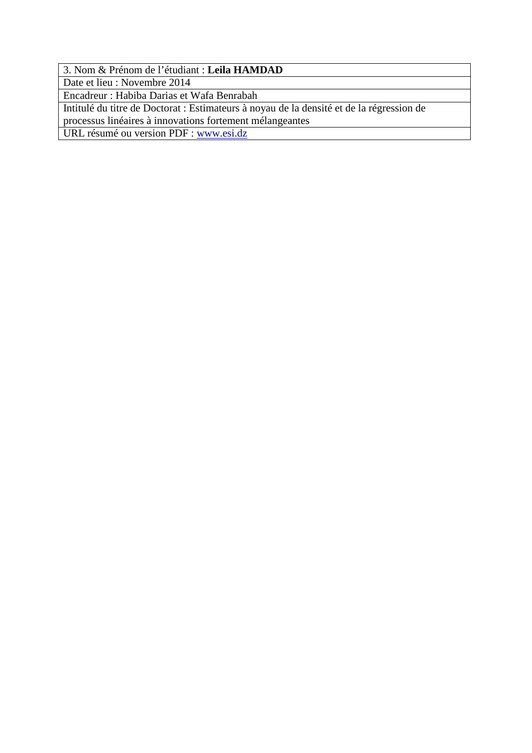| |
|---|
| 3. Nom & Prénom de l'étudiant : **Leila HAMDAD** |
| Date et lieu : Novembre 2014 |
| Encadreur : Habiba Darias et Wafa Benrabah |
| Intitulé du titre de Doctorat : Estimateurs à noyau de la densité et de la régression de processus linéaires à innovations fortement mélangeantes |
| URL résumé ou version PDF : [www.esi.dz](www.esi.dz) |